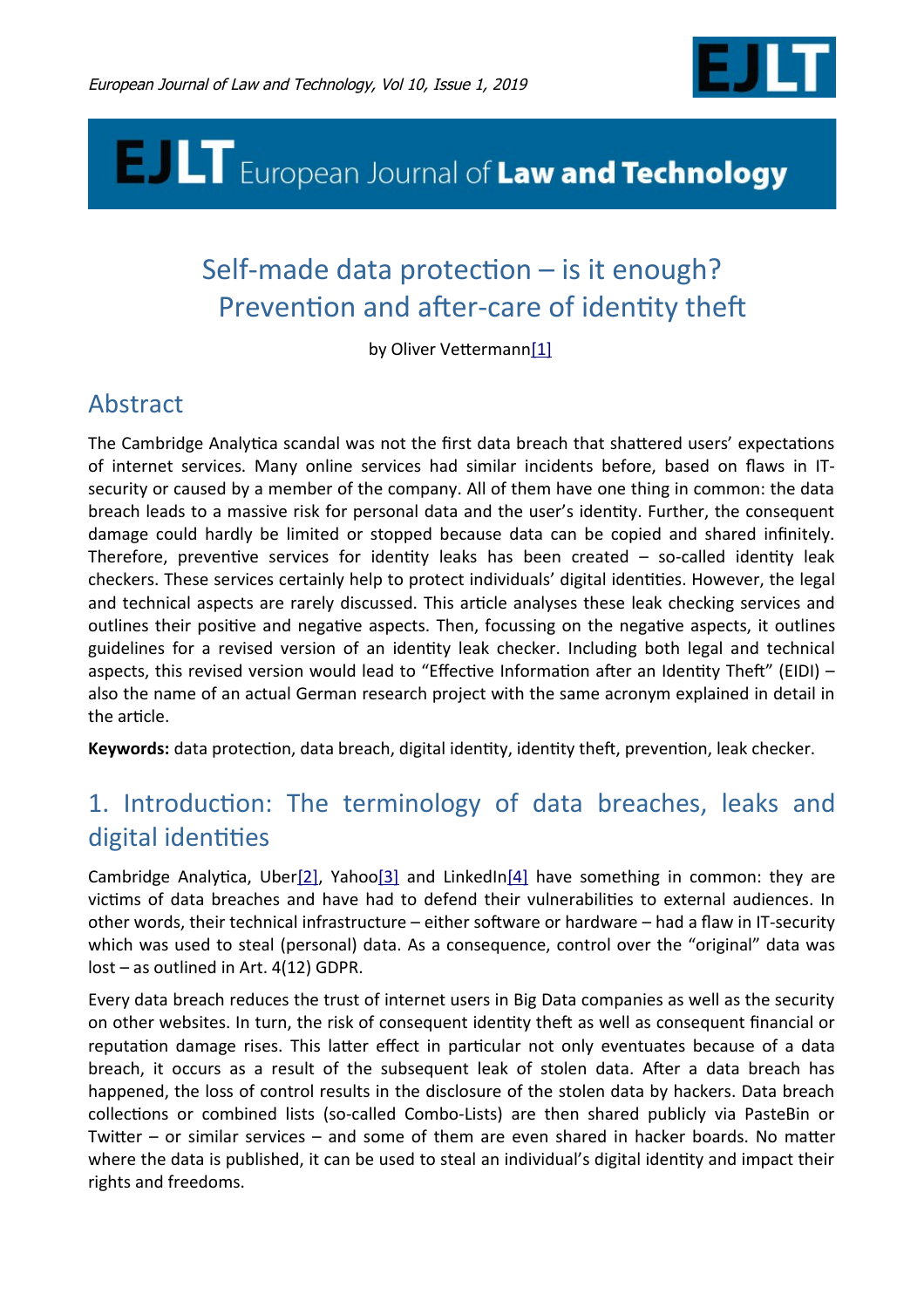# Self-made data protection – is it enough? Prevention and after-care of identity theft

by Oliver Vettermann[1]

## Abstract

The Cambridge Analytica scandal was not the first data breach that shattered users' expectations of internet services. Many online services had similar incidents before, based on flaws in IT-security or caused by a member of the company. All of them have one thing in common: the data breach leads to a massive risk for personal data and the user's identity. Further, the consequent damage could hardly be limited or stopped because data can be copied and shared infinitely. Therefore, preventive services for identity leaks has been created – so-called identity leak checkers. These services certainly help to protect individuals' digital identities. However, the legal and technical aspects are rarely discussed. This article analyses these leak checking services and outlines their positive and negative aspects. Then, focussing on the negative aspects, it outlines guidelines for a revised version of an identity leak checker. Including both legal and technical aspects, this revised version would lead to "Effective Information after an Identity Theft" (EIDI) – also the name of an actual German research project with the same acronym explained in detail in the article.

**Keywords:** data protection, data breach, digital identity, identity theft, prevention, leak checker.

## 1. Introduction: The terminology of data breaches, leaks and digital identities

Cambridge Analytica, Uber[2], Yahoo[3] and LinkedIn[4] have something in common: they are victims of data breaches and have had to defend their vulnerabilities to external audiences. In other words, their technical infrastructure – either software or hardware – had a flaw in IT-security which was used to steal (personal) data. As a consequence, control over the "original" data was lost – as outlined in Art. 4(12) GDPR.

Every data breach reduces the trust of internet users in Big Data companies as well as the security on other websites. In turn, the risk of consequent identity theft as well as consequent financial or reputation damage rises. This latter effect in particular not only eventuates because of a data breach, it occurs as a result of the subsequent leak of stolen data. After a data breach has happened, the loss of control results in the disclosure of the stolen data by hackers. Data breach collections or combined lists (so-called Combo-Lists) are then shared publicly via PasteBin or Twitter – or similar services – and some of them are even shared in hacker boards. No matter where the data is published, it can be used to steal an individual's digital identity and impact their rights and freedoms.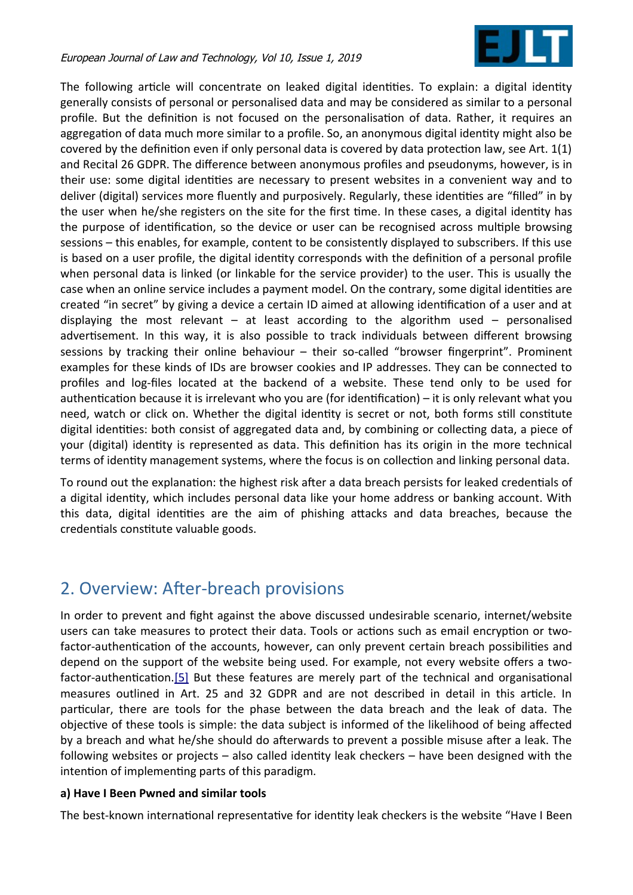The following article will concentrate on leaked digital identities. To explain: a digital identity generally consists of personal or personalised data and may be considered as similar to a personal profile. But the definition is not focused on the personalisation of data. Rather, it requires an aggregation of data much more similar to a profile. So, an anonymous digital identity might also be covered by the definition even if only personal data is covered by data protection law, see Art. 1(1) and Recital 26 GDPR. The difference between anonymous profiles and pseudonyms, however, is in their use: some digital identities are necessary to present websites in a convenient way and to deliver (digital) services more fluently and purposively. Regularly, these identities are "filled" in by the user when he/she registers on the site for the first time. In these cases, a digital identity has the purpose of identification, so the device or user can be recognised across multiple browsing sessions – this enables, for example, content to be consistently displayed to subscribers. If this use is based on a user profile, the digital identity corresponds with the definition of a personal profile when personal data is linked (or linkable for the service provider) to the user. This is usually the case when an online service includes a payment model. On the contrary, some digital identities are created "in secret" by giving a device a certain ID aimed at allowing identification of a user and at displaying the most relevant – at least according to the algorithm used – personalised advertisement. In this way, it is also possible to track individuals between different browsing sessions by tracking their online behaviour – their so-called "browser fingerprint". Prominent examples for these kinds of IDs are browser cookies and IP addresses. They can be connected to profiles and log-files located at the backend of a website. These tend only to be used for authentication because it is irrelevant who you are (for identification) – it is only relevant what you need, watch or click on. Whether the digital identity is secret or not, both forms still constitute digital identities: both consist of aggregated data and, by combining or collecting data, a piece of your (digital) identity is represented as data. This definition has its origin in the more technical terms of identity management systems, where the focus is on collection and linking personal data.

To round out the explanation: the highest risk after a data breach persists for leaked credentials of a digital identity, which includes personal data like your home address or banking account. With this data, digital identities are the aim of phishing attacks and data breaches, because the credentials constitute valuable goods.

## 2. Overview: After-breach provisions

In order to prevent and fight against the above discussed undesirable scenario, internet/website users can take measures to protect their data. Tools or actions such as email encryption or two-factor-authentication of the accounts, however, can only prevent certain breach possibilities and depend on the support of the website being used. For example, not every website offers a two-factor-authentication.[5] But these features are merely part of the technical and organisational measures outlined in Art. 25 and 32 GDPR and are not described in detail in this article. In particular, there are tools for the phase between the data breach and the leak of data. The objective of these tools is simple: the data subject is informed of the likelihood of being affected by a breach and what he/she should do afterwards to prevent a possible misuse after a leak. The following websites or projects – also called identity leak checkers – have been designed with the intention of implementing parts of this paradigm.

**a) Have I Been Pwned and similar tools**

The best-known international representative for identity leak checkers is the website "Have I Been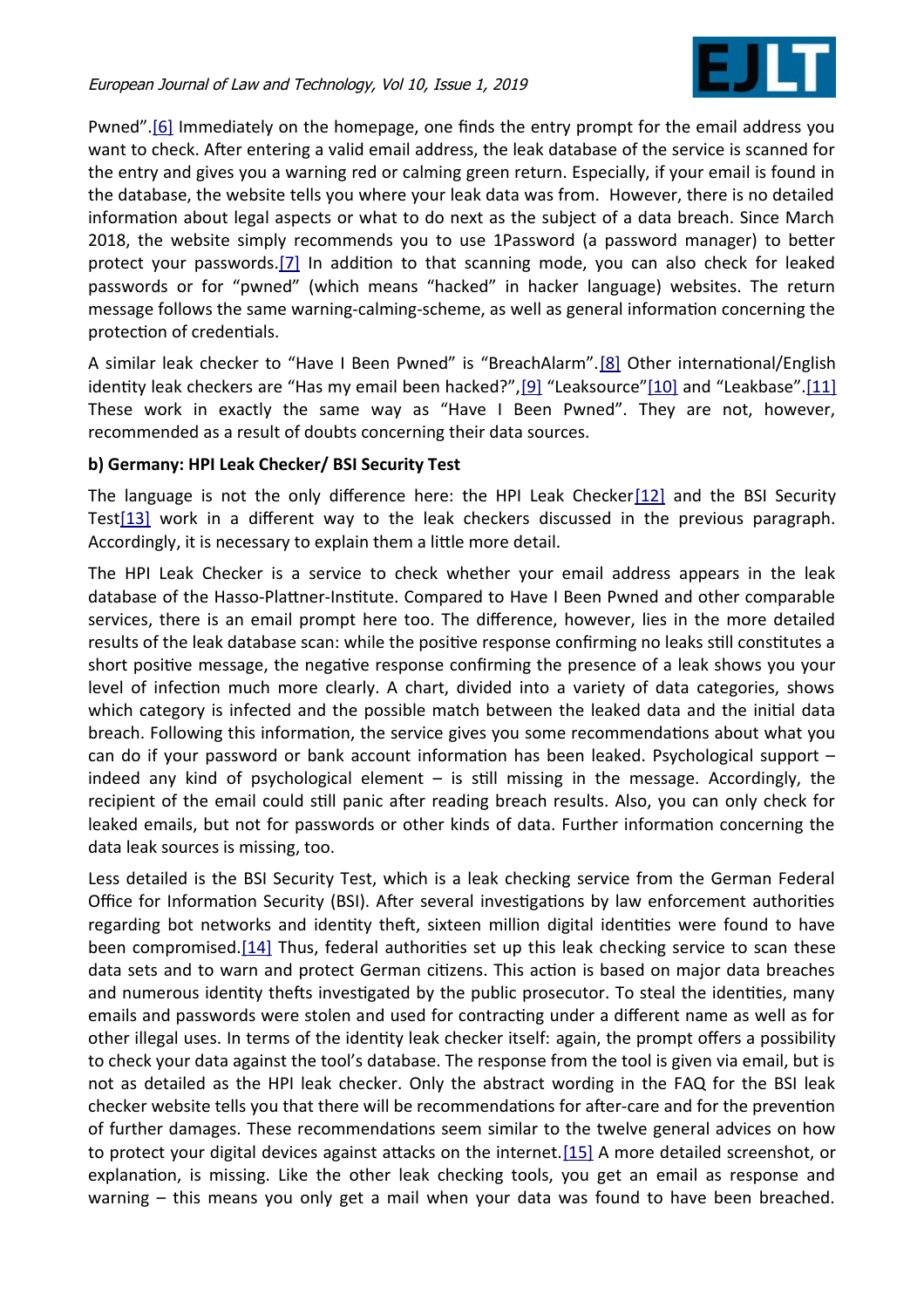Pwned".[6] Immediately on the homepage, one finds the entry prompt for the email address you want to check. After entering a valid email address, the leak database of the service is scanned for the entry and gives you a warning red or calming green return. Especially, if your email is found in the database, the website tells you where your leak data was from. However, there is no detailed information about legal aspects or what to do next as the subject of a data breach. Since March 2018, the website simply recommends you to use 1Password (a password manager) to better protect your passwords.[7] In addition to that scanning mode, you can also check for leaked passwords or for "pwned" (which means "hacked" in hacker language) websites. The return message follows the same warning-calming-scheme, as well as general information concerning the protection of credentials.

A similar leak checker to "Have I Been Pwned" is "BreachAlarm".[8] Other international/English identity leak checkers are "Has my email been hacked?",[9] "Leaksource"[10] and "Leakbase".[11] These work in exactly the same way as "Have I Been Pwned". They are not, however, recommended as a result of doubts concerning their data sources.

**b) Germany: HPI Leak Checker/ BSI Security Test**

The language is not the only difference here: the HPI Leak Checker[12] and the BSI Security Test[13] work in a different way to the leak checkers discussed in the previous paragraph. Accordingly, it is necessary to explain them a little more detail.

The HPI Leak Checker is a service to check whether your email address appears in the leak database of the Hasso-Plattner-Institute. Compared to Have I Been Pwned and other comparable services, there is an email prompt here too. The difference, however, lies in the more detailed results of the leak database scan: while the positive response confirming no leaks still constitutes a short positive message, the negative response confirming the presence of a leak shows you your level of infection much more clearly. A chart, divided into a variety of data categories, shows which category is infected and the possible match between the leaked data and the initial data breach. Following this information, the service gives you some recommendations about what you can do if your password or bank account information has been leaked. Psychological support – indeed any kind of psychological element – is still missing in the message. Accordingly, the recipient of the email could still panic after reading breach results. Also, you can only check for leaked emails, but not for passwords or other kinds of data. Further information concerning the data leak sources is missing, too.

Less detailed is the BSI Security Test, which is a leak checking service from the German Federal Office for Information Security (BSI). After several investigations by law enforcement authorities regarding bot networks and identity theft, sixteen million digital identities were found to have been compromised.[14] Thus, federal authorities set up this leak checking service to scan these data sets and to warn and protect German citizens. This action is based on major data breaches and numerous identity thefts investigated by the public prosecutor. To steal the identities, many emails and passwords were stolen and used for contracting under a different name as well as for other illegal uses. In terms of the identity leak checker itself: again, the prompt offers a possibility to check your data against the tool's database. The response from the tool is given via email, but is not as detailed as the HPI leak checker. Only the abstract wording in the FAQ for the BSI leak checker website tells you that there will be recommendations for after-care and for the prevention of further damages. These recommendations seem similar to the twelve general advices on how to protect your digital devices against attacks on the internet.[15] A more detailed screenshot, or explanation, is missing. Like the other leak checking tools, you get an email as response and warning – this means you only get a mail when your data was found to have been breached.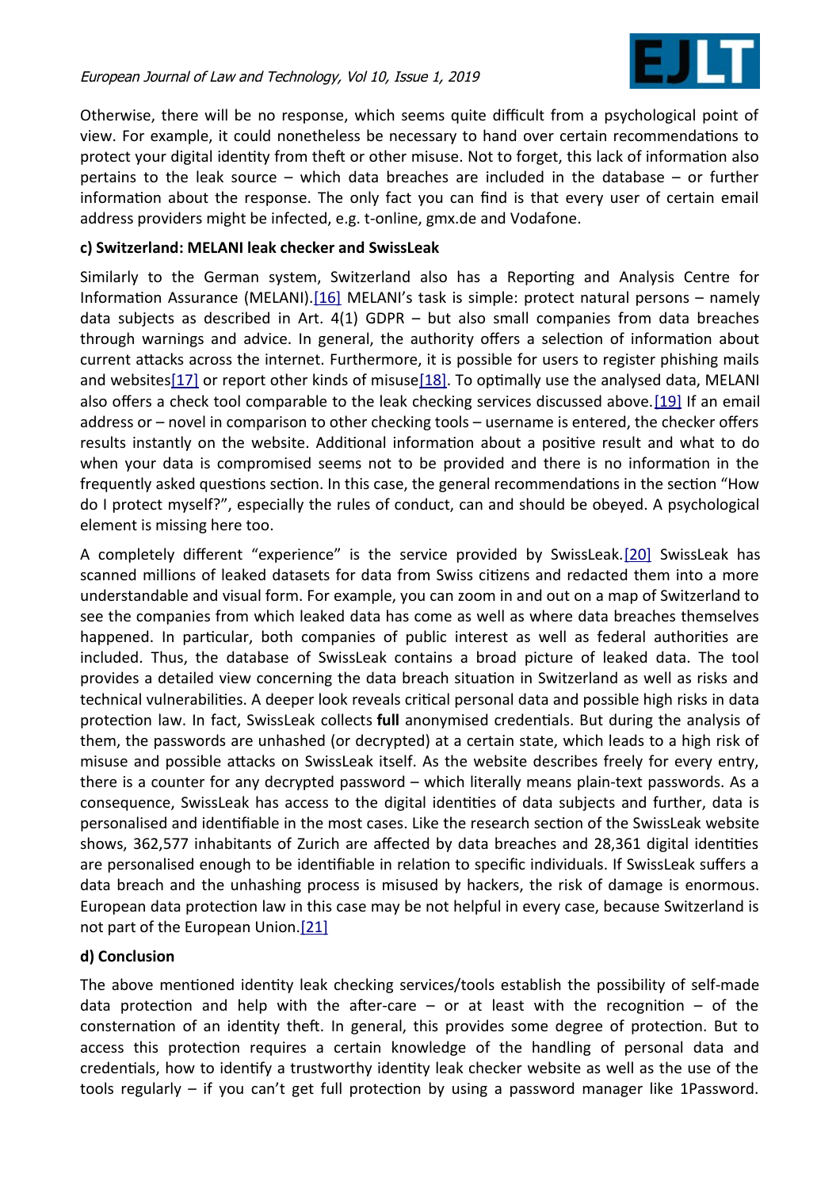Otherwise, there will be no response, which seems quite difficult from a psychological point of view. For example, it could nonetheless be necessary to hand over certain recommendations to protect your digital identity from theft or other misuse. Not to forget, this lack of information also pertains to the leak source – which data breaches are included in the database – or further information about the response. The only fact you can find is that every user of certain email address providers might be infected, e.g. t-online, gmx.de and Vodafone.

**c) Switzerland: MELANI leak checker and SwissLeak**

Similarly to the German system, Switzerland also has a Reporting and Analysis Centre for Information Assurance (MELANI).[16] MELANI's task is simple: protect natural persons – namely data subjects as described in Art. 4(1) GDPR – but also small companies from data breaches through warnings and advice. In general, the authority offers a selection of information about current attacks across the internet. Furthermore, it is possible for users to register phishing mails and websites[17] or report other kinds of misuse[18]. To optimally use the analysed data, MELANI also offers a check tool comparable to the leak checking services discussed above.[19] If an email address or – novel in comparison to other checking tools – username is entered, the checker offers results instantly on the website. Additional information about a positive result and what to do when your data is compromised seems not to be provided and there is no information in the frequently asked questions section. In this case, the general recommendations in the section "How do I protect myself?", especially the rules of conduct, can and should be obeyed. A psychological element is missing here too.

A completely different "experience" is the service provided by SwissLeak.[20] SwissLeak has scanned millions of leaked datasets for data from Swiss citizens and redacted them into a more understandable and visual form. For example, you can zoom in and out on a map of Switzerland to see the companies from which leaked data has come as well as where data breaches themselves happened. In particular, both companies of public interest as well as federal authorities are included. Thus, the database of SwissLeak contains a broad picture of leaked data. The tool provides a detailed view concerning the data breach situation in Switzerland as well as risks and technical vulnerabilities. A deeper look reveals critical personal data and possible high risks in data protection law. In fact, SwissLeak collects **full** anonymised credentials. But during the analysis of them, the passwords are unhashed (or decrypted) at a certain state, which leads to a high risk of misuse and possible attacks on SwissLeak itself. As the website describes freely for every entry, there is a counter for any decrypted password – which literally means plain-text passwords. As a consequence, SwissLeak has access to the digital identities of data subjects and further, data is personalised and identifiable in the most cases. Like the research section of the SwissLeak website shows, 362,577 inhabitants of Zurich are affected by data breaches and 28,361 digital identities are personalised enough to be identifiable in relation to specific individuals. If SwissLeak suffers a data breach and the unhashing process is misused by hackers, the risk of damage is enormous. European data protection law in this case may be not helpful in every case, because Switzerland is not part of the European Union.[21]

**d) Conclusion**

The above mentioned identity leak checking services/tools establish the possibility of self-made data protection and help with the after-care – or at least with the recognition – of the consternation of an identity theft. In general, this provides some degree of protection. But to access this protection requires a certain knowledge of the handling of personal data and credentials, how to identify a trustworthy identity leak checker website as well as the use of the tools regularly – if you can't get full protection by using a password manager like 1Password.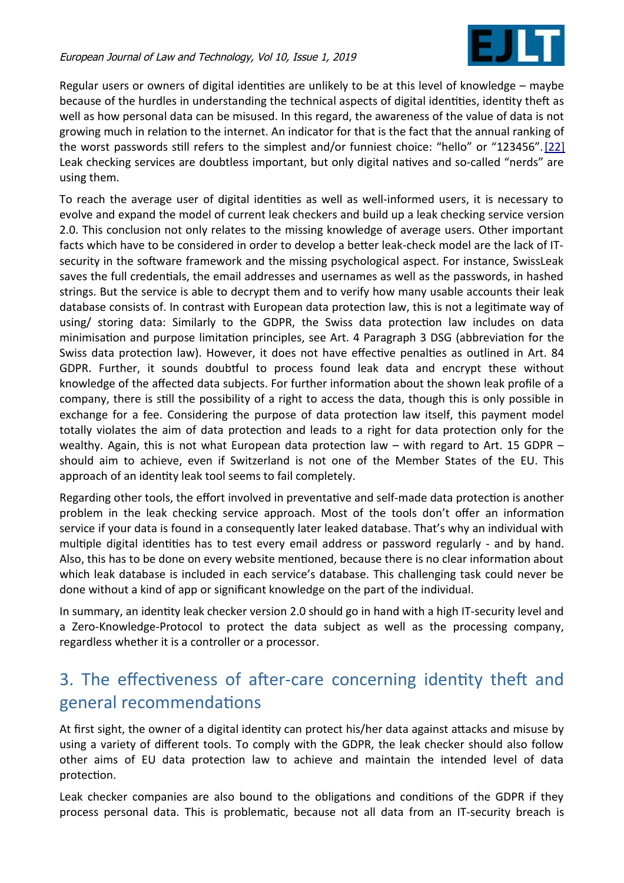Regular users or owners of digital identities are unlikely to be at this level of knowledge – maybe because of the hurdles in understanding the technical aspects of digital identities, identity theft as well as how personal data can be misused. In this regard, the awareness of the value of data is not growing much in relation to the internet. An indicator for that is the fact that the annual ranking of the worst passwords still refers to the simplest and/or funniest choice: "hello" or "123456".[22] Leak checking services are doubtless important, but only digital natives and so-called "nerds" are using them.

To reach the average user of digital identities as well as well-informed users, it is necessary to evolve and expand the model of current leak checkers and build up a leak checking service version 2.0. This conclusion not only relates to the missing knowledge of average users. Other important facts which have to be considered in order to develop a better leak-check model are the lack of IT-security in the software framework and the missing psychological aspect. For instance, SwissLeak saves the full credentials, the email addresses and usernames as well as the passwords, in hashed strings. But the service is able to decrypt them and to verify how many usable accounts their leak database consists of. In contrast with European data protection law, this is not a legitimate way of using/ storing data: Similarly to the GDPR, the Swiss data protection law includes on data minimisation and purpose limitation principles, see Art. 4 Paragraph 3 DSG (abbreviation for the Swiss data protection law). However, it does not have effective penalties as outlined in Art. 84 GDPR. Further, it sounds doubtful to process found leak data and encrypt these without knowledge of the affected data subjects. For further information about the shown leak profile of a company, there is still the possibility of a right to access the data, though this is only possible in exchange for a fee. Considering the purpose of data protection law itself, this payment model totally violates the aim of data protection and leads to a right for data protection only for the wealthy. Again, this is not what European data protection law – with regard to Art. 15 GDPR – should aim to achieve, even if Switzerland is not one of the Member States of the EU. This approach of an identity leak tool seems to fail completely.

Regarding other tools, the effort involved in preventative and self-made data protection is another problem in the leak checking service approach. Most of the tools don't offer an information service if your data is found in a consequently later leaked database. That's why an individual with multiple digital identities has to test every email address or password regularly - and by hand. Also, this has to be done on every website mentioned, because there is no clear information about which leak database is included in each service's database. This challenging task could never be done without a kind of app or significant knowledge on the part of the individual.

In summary, an identity leak checker version 2.0 should go in hand with a high IT-security level and a Zero-Knowledge-Protocol to protect the data subject as well as the processing company, regardless whether it is a controller or a processor.

## 3. The effectiveness of after-care concerning identity theft and general recommendations

At first sight, the owner of a digital identity can protect his/her data against attacks and misuse by using a variety of different tools. To comply with the GDPR, the leak checker should also follow other aims of EU data protection law to achieve and maintain the intended level of data protection.

Leak checker companies are also bound to the obligations and conditions of the GDPR if they process personal data. This is problematic, because not all data from an IT-security breach is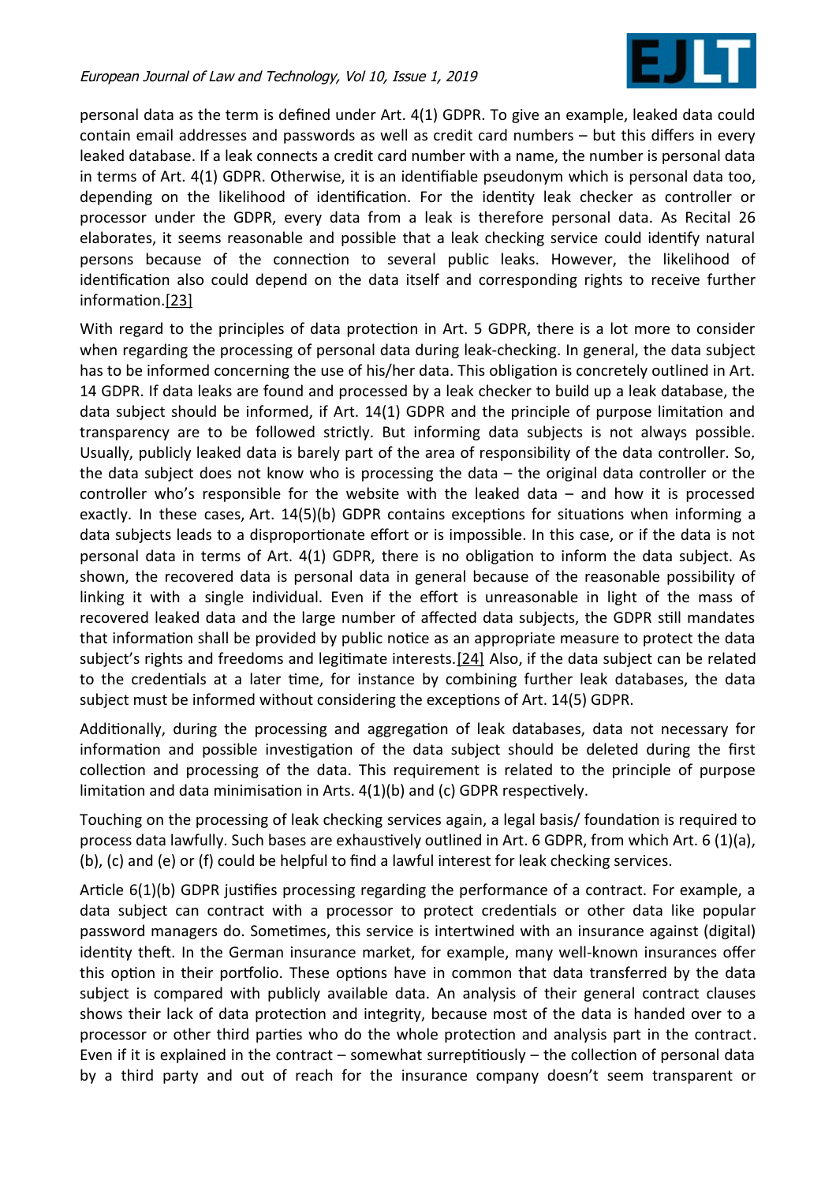personal data as the term is defined under Art. 4(1) GDPR. To give an example, leaked data could contain email addresses and passwords as well as credit card numbers – but this differs in every leaked database. If a leak connects a credit card number with a name, the number is personal data in terms of Art. 4(1) GDPR. Otherwise, it is an identifiable pseudonym which is personal data too, depending on the likelihood of identification. For the identity leak checker as controller or processor under the GDPR, every data from a leak is therefore personal data. As Recital 26 elaborates, it seems reasonable and possible that a leak checking service could identify natural persons because of the connection to several public leaks. However, the likelihood of identification also could depend on the data itself and corresponding rights to receive further information.[23]

With regard to the principles of data protection in Art. 5 GDPR, there is a lot more to consider when regarding the processing of personal data during leak-checking. In general, the data subject has to be informed concerning the use of his/her data. This obligation is concretely outlined in Art. 14 GDPR. If data leaks are found and processed by a leak checker to build up a leak database, the data subject should be informed, if Art. 14(1) GDPR and the principle of purpose limitation and transparency are to be followed strictly. But informing data subjects is not always possible. Usually, publicly leaked data is barely part of the area of responsibility of the data controller. So, the data subject does not know who is processing the data – the original data controller or the controller who's responsible for the website with the leaked data – and how it is processed exactly. In these cases, Art. 14(5)(b) GDPR contains exceptions for situations when informing a data subjects leads to a disproportionate effort or is impossible. In this case, or if the data is not personal data in terms of Art. 4(1) GDPR, there is no obligation to inform the data subject. As shown, the recovered data is personal data in general because of the reasonable possibility of linking it with a single individual. Even if the effort is unreasonable in light of the mass of recovered leaked data and the large number of affected data subjects, the GDPR still mandates that information shall be provided by public notice as an appropriate measure to protect the data subject's rights and freedoms and legitimate interests.[24] Also, if the data subject can be related to the credentials at a later time, for instance by combining further leak databases, the data subject must be informed without considering the exceptions of Art. 14(5) GDPR.

Additionally, during the processing and aggregation of leak databases, data not necessary for information and possible investigation of the data subject should be deleted during the first collection and processing of the data. This requirement is related to the principle of purpose limitation and data minimisation in Arts. 4(1)(b) and (c) GDPR respectively.

Touching on the processing of leak checking services again, a legal basis/ foundation is required to process data lawfully. Such bases are exhaustively outlined in Art. 6 GDPR, from which Art. 6 (1)(a), (b), (c) and (e) or (f) could be helpful to find a lawful interest for leak checking services.

Article 6(1)(b) GDPR justifies processing regarding the performance of a contract. For example, a data subject can contract with a processor to protect credentials or other data like popular password managers do. Sometimes, this service is intertwined with an insurance against (digital) identity theft. In the German insurance market, for example, many well-known insurances offer this option in their portfolio. These options have in common that data transferred by the data subject is compared with publicly available data. An analysis of their general contract clauses shows their lack of data protection and integrity, because most of the data is handed over to a processor or other third parties who do the whole protection and analysis part in the contract. Even if it is explained in the contract – somewhat surreptitiously – the collection of personal data by a third party and out of reach for the insurance company doesn't seem transparent or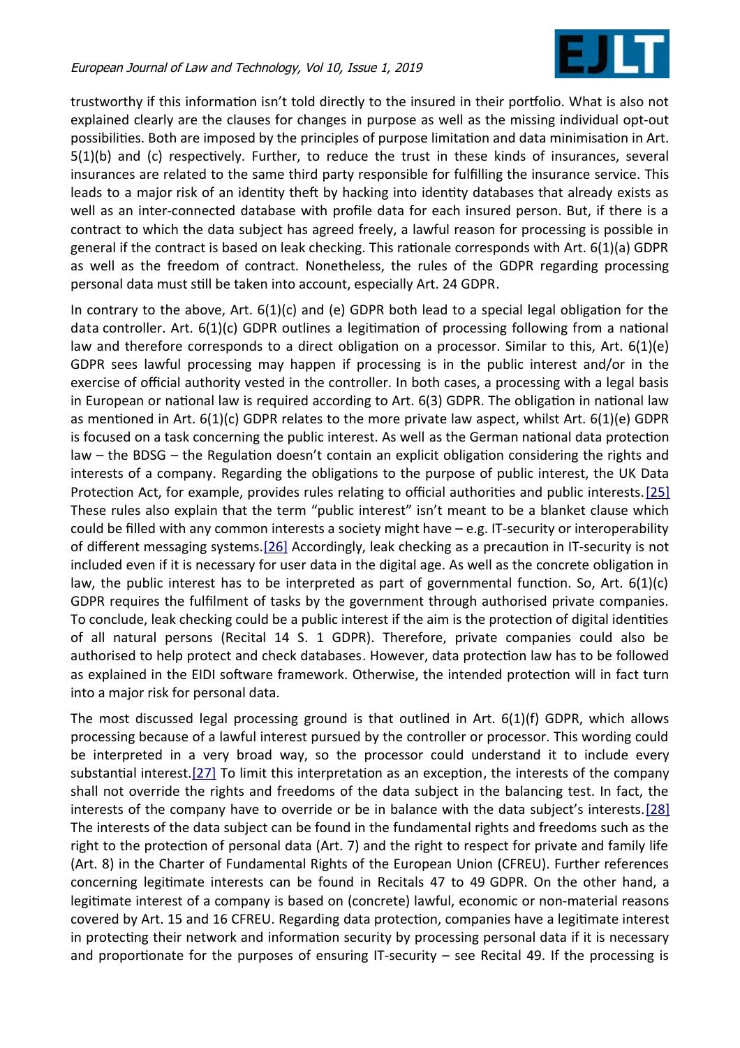trustworthy if this information isn't told directly to the insured in their portfolio. What is also not explained clearly are the clauses for changes in purpose as well as the missing individual opt-out possibilities. Both are imposed by the principles of purpose limitation and data minimisation in Art. 5(1)(b) and (c) respectively. Further, to reduce the trust in these kinds of insurances, several insurances are related to the same third party responsible for fulfilling the insurance service. This leads to a major risk of an identity theft by hacking into identity databases that already exists as well as an inter-connected database with profile data for each insured person. But, if there is a contract to which the data subject has agreed freely, a lawful reason for processing is possible in general if the contract is based on leak checking. This rationale corresponds with Art. 6(1)(a) GDPR as well as the freedom of contract. Nonetheless, the rules of the GDPR regarding processing personal data must still be taken into account, especially Art. 24 GDPR.

In contrary to the above, Art. 6(1)(c) and (e) GDPR both lead to a special legal obligation for the data controller. Art. 6(1)(c) GDPR outlines a legitimation of processing following from a national law and therefore corresponds to a direct obligation on a processor. Similar to this, Art. 6(1)(e) GDPR sees lawful processing may happen if processing is in the public interest and/or in the exercise of official authority vested in the controller. In both cases, a processing with a legal basis in European or national law is required according to Art. 6(3) GDPR. The obligation in national law as mentioned in Art. 6(1)(c) GDPR relates to the more private law aspect, whilst Art. 6(1)(e) GDPR is focused on a task concerning the public interest. As well as the German national data protection law – the BDSG – the Regulation doesn't contain an explicit obligation considering the rights and interests of a company. Regarding the obligations to the purpose of public interest, the UK Data Protection Act, for example, provides rules relating to official authorities and public interests.[25] These rules also explain that the term "public interest" isn't meant to be a blanket clause which could be filled with any common interests a society might have – e.g. IT-security or interoperability of different messaging systems.[26] Accordingly, leak checking as a precaution in IT-security is not included even if it is necessary for user data in the digital age. As well as the concrete obligation in law, the public interest has to be interpreted as part of governmental function. So, Art. 6(1)(c) GDPR requires the fulfilment of tasks by the government through authorised private companies. To conclude, leak checking could be a public interest if the aim is the protection of digital identities of all natural persons (Recital 14 S. 1 GDPR). Therefore, private companies could also be authorised to help protect and check databases. However, data protection law has to be followed as explained in the EIDI software framework. Otherwise, the intended protection will in fact turn into a major risk for personal data.

The most discussed legal processing ground is that outlined in Art. 6(1)(f) GDPR, which allows processing because of a lawful interest pursued by the controller or processor. This wording could be interpreted in a very broad way, so the processor could understand it to include every substantial interest.[27] To limit this interpretation as an exception, the interests of the company shall not override the rights and freedoms of the data subject in the balancing test. In fact, the interests of the company have to override or be in balance with the data subject's interests.[28] The interests of the data subject can be found in the fundamental rights and freedoms such as the right to the protection of personal data (Art. 7) and the right to respect for private and family life (Art. 8) in the Charter of Fundamental Rights of the European Union (CFREU). Further references concerning legitimate interests can be found in Recitals 47 to 49 GDPR. On the other hand, a legitimate interest of a company is based on (concrete) lawful, economic or non-material reasons covered by Art. 15 and 16 CFREU. Regarding data protection, companies have a legitimate interest in protecting their network and information security by processing personal data if it is necessary and proportionate for the purposes of ensuring IT-security – see Recital 49. If the processing is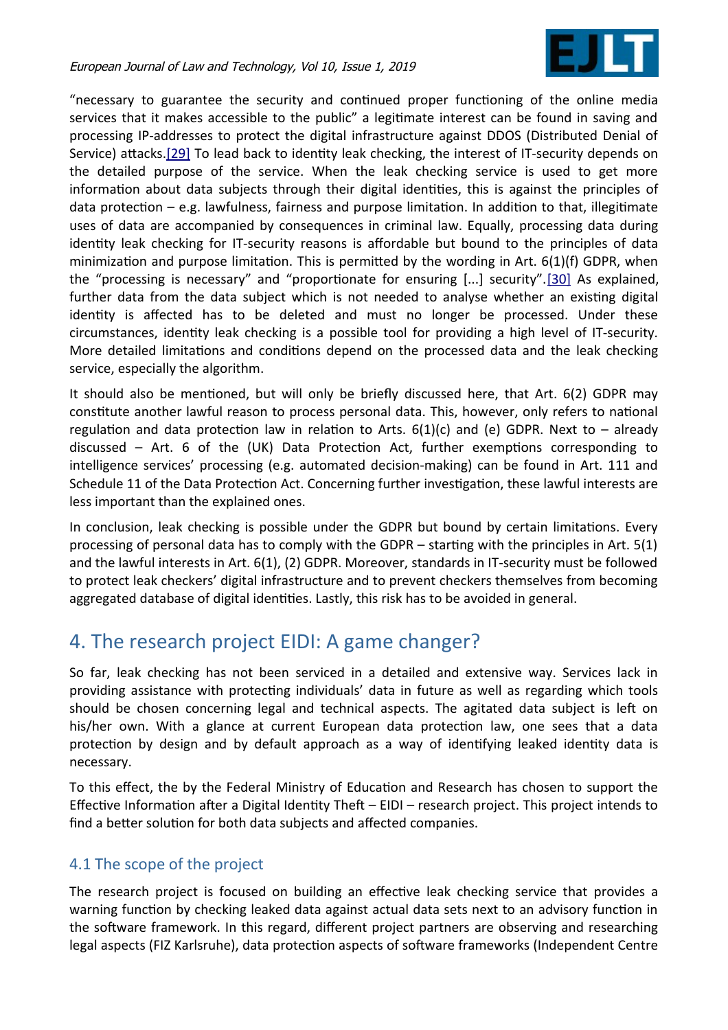"necessary to guarantee the security and continued proper functioning of the online media services that it makes accessible to the public" a legitimate interest can be found in saving and processing IP-addresses to protect the digital infrastructure against DDOS (Distributed Denial of Service) attacks.[29] To lead back to identity leak checking, the interest of IT-security depends on the detailed purpose of the service. When the leak checking service is used to get more information about data subjects through their digital identities, this is against the principles of data protection – e.g. lawfulness, fairness and purpose limitation. In addition to that, illegitimate uses of data are accompanied by consequences in criminal law. Equally, processing data during identity leak checking for IT-security reasons is affordable but bound to the principles of data minimization and purpose limitation. This is permitted by the wording in Art. 6(1)(f) GDPR, when the "processing is necessary" and "proportionate for ensuring [...] security".[30] As explained, further data from the data subject which is not needed to analyse whether an existing digital identity is affected has to be deleted and must no longer be processed. Under these circumstances, identity leak checking is a possible tool for providing a high level of IT-security. More detailed limitations and conditions depend on the processed data and the leak checking service, especially the algorithm.

It should also be mentioned, but will only be briefly discussed here, that Art. 6(2) GDPR may constitute another lawful reason to process personal data. This, however, only refers to national regulation and data protection law in relation to Arts. 6(1)(c) and (e) GDPR. Next to – already discussed – Art. 6 of the (UK) Data Protection Act, further exemptions corresponding to intelligence services' processing (e.g. automated decision-making) can be found in Art. 111 and Schedule 11 of the Data Protection Act. Concerning further investigation, these lawful interests are less important than the explained ones.

In conclusion, leak checking is possible under the GDPR but bound by certain limitations. Every processing of personal data has to comply with the GDPR – starting with the principles in Art. 5(1) and the lawful interests in Art. 6(1), (2) GDPR. Moreover, standards in IT-security must be followed to protect leak checkers' digital infrastructure and to prevent checkers themselves from becoming aggregated database of digital identities. Lastly, this risk has to be avoided in general.

## 4. The research project EIDI: A game changer?

So far, leak checking has not been serviced in a detailed and extensive way. Services lack in providing assistance with protecting individuals' data in future as well as regarding which tools should be chosen concerning legal and technical aspects. The agitated data subject is left on his/her own. With a glance at current European data protection law, one sees that a data protection by design and by default approach as a way of identifying leaked identity data is necessary.

To this effect, the by the Federal Ministry of Education and Research has chosen to support the Effective Information after a Digital Identity Theft – EIDI – research project. This project intends to find a better solution for both data subjects and affected companies.

### 4.1 The scope of the project

The research project is focused on building an effective leak checking service that provides a warning function by checking leaked data against actual data sets next to an advisory function in the software framework. In this regard, different project partners are observing and researching legal aspects (FIZ Karlsruhe), data protection aspects of software frameworks (Independent Centre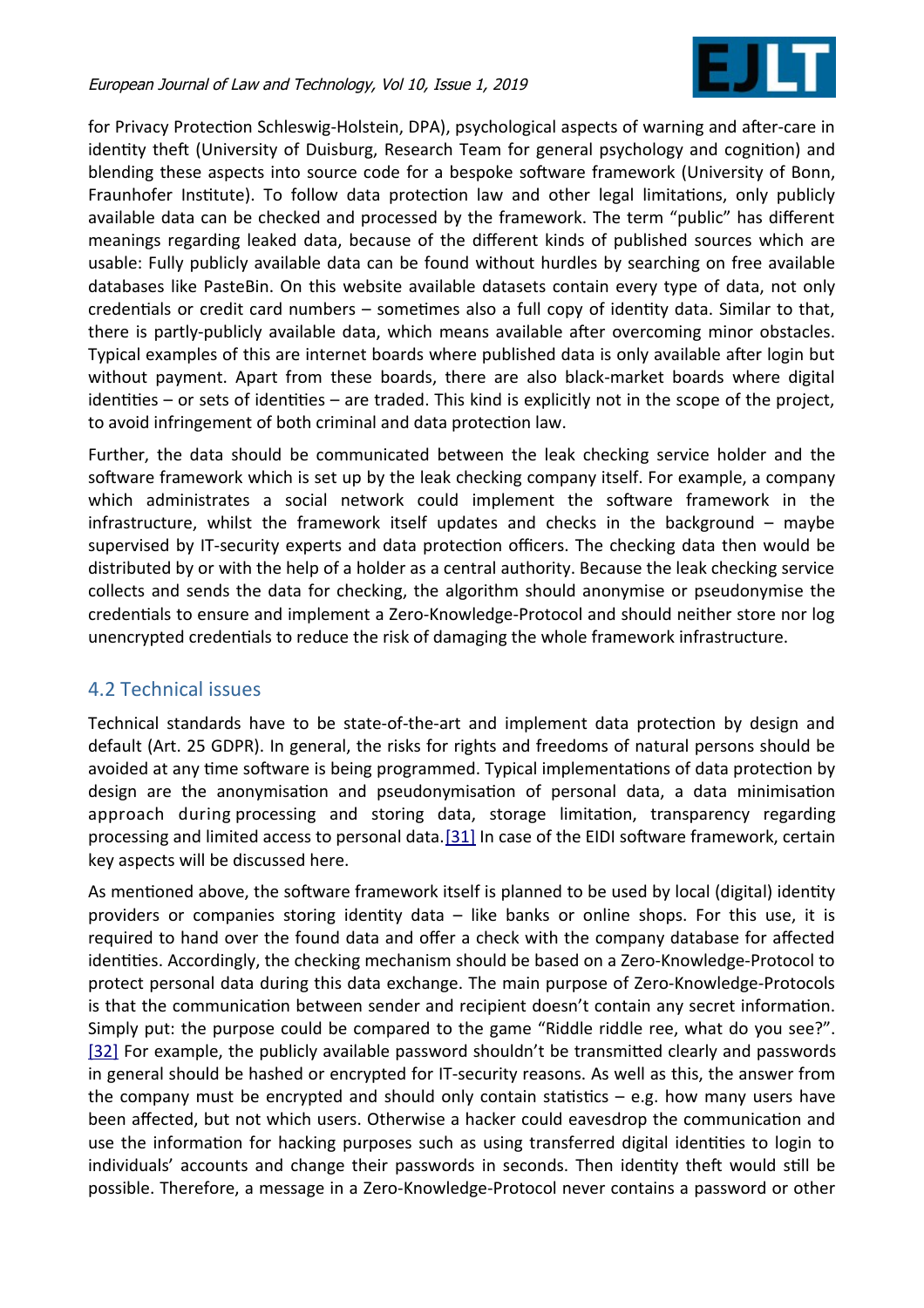for Privacy Protection Schleswig-Holstein, DPA), psychological aspects of warning and after-care in identity theft (University of Duisburg, Research Team for general psychology and cognition) and blending these aspects into source code for a bespoke software framework (University of Bonn, Fraunhofer Institute). To follow data protection law and other legal limitations, only publicly available data can be checked and processed by the framework. The term "public" has different meanings regarding leaked data, because of the different kinds of published sources which are usable: Fully publicly available data can be found without hurdles by searching on free available databases like PasteBin. On this website available datasets contain every type of data, not only credentials or credit card numbers – sometimes also a full copy of identity data. Similar to that, there is partly-publicly available data, which means available after overcoming minor obstacles. Typical examples of this are internet boards where published data is only available after login but without payment. Apart from these boards, there are also black-market boards where digital identities – or sets of identities – are traded. This kind is explicitly not in the scope of the project, to avoid infringement of both criminal and data protection law.

Further, the data should be communicated between the leak checking service holder and the software framework which is set up by the leak checking company itself. For example, a company which administrates a social network could implement the software framework in the infrastructure, whilst the framework itself updates and checks in the background – maybe supervised by IT-security experts and data protection officers. The checking data then would be distributed by or with the help of a holder as a central authority. Because the leak checking service collects and sends the data for checking, the algorithm should anonymise or pseudonymise the credentials to ensure and implement a Zero-Knowledge-Protocol and should neither store nor log unencrypted credentials to reduce the risk of damaging the whole framework infrastructure.

## 4.2 Technical issues

Technical standards have to be state-of-the-art and implement data protection by design and default (Art. 25 GDPR). In general, the risks for rights and freedoms of natural persons should be avoided at any time software is being programmed. Typical implementations of data protection by design are the anonymisation and pseudonymisation of personal data, a data minimisation approach during processing and storing data, storage limitation, transparency regarding processing and limited access to personal data.[31] In case of the EIDI software framework, certain key aspects will be discussed here.

As mentioned above, the software framework itself is planned to be used by local (digital) identity providers or companies storing identity data – like banks or online shops. For this use, it is required to hand over the found data and offer a check with the company database for affected identities. Accordingly, the checking mechanism should be based on a Zero-Knowledge-Protocol to protect personal data during this data exchange. The main purpose of Zero-Knowledge-Protocols is that the communication between sender and recipient doesn't contain any secret information. Simply put: the purpose could be compared to the game "Riddle riddle ree, what do you see?".[32] For example, the publicly available password shouldn't be transmitted clearly and passwords in general should be hashed or encrypted for IT-security reasons. As well as this, the answer from the company must be encrypted and should only contain statistics – e.g. how many users have been affected, but not which users. Otherwise a hacker could eavesdrop the communication and use the information for hacking purposes such as using transferred digital identities to login to individuals' accounts and change their passwords in seconds. Then identity theft would still be possible. Therefore, a message in a Zero-Knowledge-Protocol never contains a password or other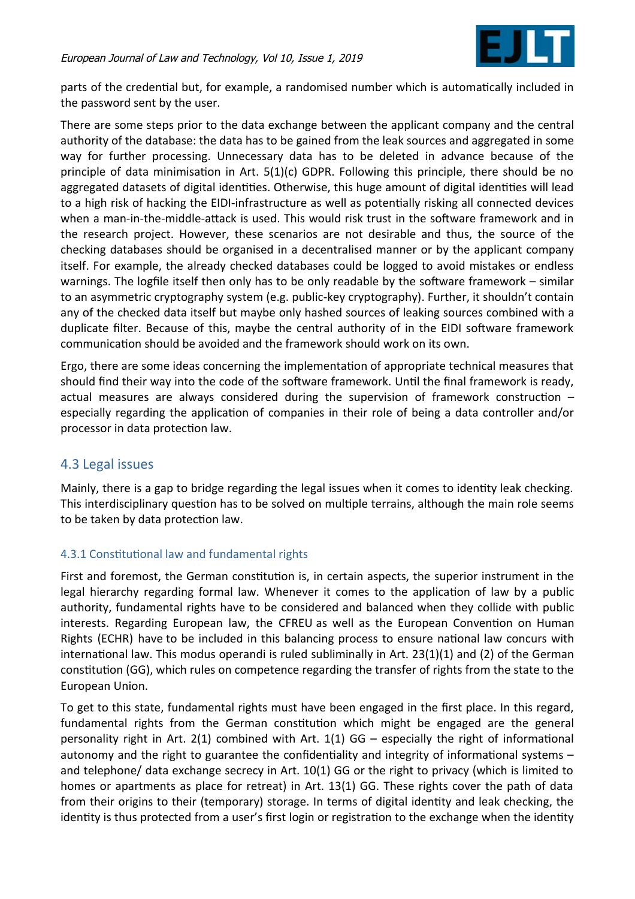parts of the credential but, for example, a randomised number which is automatically included in the password sent by the user.

There are some steps prior to the data exchange between the applicant company and the central authority of the database: the data has to be gained from the leak sources and aggregated in some way for further processing. Unnecessary data has to be deleted in advance because of the principle of data minimisation in Art. 5(1)(c) GDPR. Following this principle, there should be no aggregated datasets of digital identities. Otherwise, this huge amount of digital identities will lead to a high risk of hacking the EIDI-infrastructure as well as potentially risking all connected devices when a man-in-the-middle-attack is used. This would risk trust in the software framework and in the research project. However, these scenarios are not desirable and thus, the source of the checking databases should be organised in a decentralised manner or by the applicant company itself. For example, the already checked databases could be logged to avoid mistakes or endless warnings. The logfile itself then only has to be only readable by the software framework – similar to an asymmetric cryptography system (e.g. public-key cryptography). Further, it shouldn't contain any of the checked data itself but maybe only hashed sources of leaking sources combined with a duplicate filter. Because of this, maybe the central authority of in the EIDI software framework communication should be avoided and the framework should work on its own.

Ergo, there are some ideas concerning the implementation of appropriate technical measures that should find their way into the code of the software framework. Until the final framework is ready, actual measures are always considered during the supervision of framework construction – especially regarding the application of companies in their role of being a data controller and/or processor in data protection law.

## 4.3 Legal issues

Mainly, there is a gap to bridge regarding the legal issues when it comes to identity leak checking. This interdisciplinary question has to be solved on multiple terrains, although the main role seems to be taken by data protection law.

### 4.3.1 Constitutional law and fundamental rights

First and foremost, the German constitution is, in certain aspects, the superior instrument in the legal hierarchy regarding formal law. Whenever it comes to the application of law by a public authority, fundamental rights have to be considered and balanced when they collide with public interests. Regarding European law, the CFREU as well as the European Convention on Human Rights (ECHR) have to be included in this balancing process to ensure national law concurs with international law. This modus operandi is ruled subliminally in Art. 23(1)(1) and (2) of the German constitution (GG), which rules on competence regarding the transfer of rights from the state to the European Union.

To get to this state, fundamental rights must have been engaged in the first place. In this regard, fundamental rights from the German constitution which might be engaged are the general personality right in Art. 2(1) combined with Art. 1(1) GG – especially the right of informational autonomy and the right to guarantee the confidentiality and integrity of informational systems – and telephone/ data exchange secrecy in Art. 10(1) GG or the right to privacy (which is limited to homes or apartments as place for retreat) in Art. 13(1) GG. These rights cover the path of data from their origins to their (temporary) storage. In terms of digital identity and leak checking, the identity is thus protected from a user's first login or registration to the exchange when the identity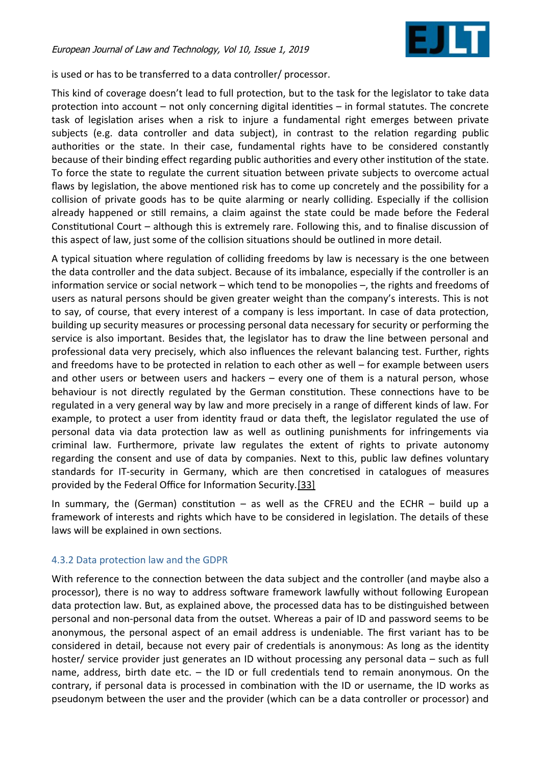is used or has to be transferred to a data controller/ processor.

This kind of coverage doesn't lead to full protection, but to the task for the legislator to take data protection into account – not only concerning digital identities – in formal statutes. The concrete task of legislation arises when a risk to injure a fundamental right emerges between private subjects (e.g. data controller and data subject), in contrast to the relation regarding public authorities or the state. In their case, fundamental rights have to be considered constantly because of their binding effect regarding public authorities and every other institution of the state. To force the state to regulate the current situation between private subjects to overcome actual flaws by legislation, the above mentioned risk has to come up concretely and the possibility for a collision of private goods has to be quite alarming or nearly colliding. Especially if the collision already happened or still remains, a claim against the state could be made before the Federal Constitutional Court – although this is extremely rare. Following this, and to finalise discussion of this aspect of law, just some of the collision situations should be outlined in more detail.

A typical situation where regulation of colliding freedoms by law is necessary is the one between the data controller and the data subject. Because of its imbalance, especially if the controller is an information service or social network – which tend to be monopolies –, the rights and freedoms of users as natural persons should be given greater weight than the company's interests. This is not to say, of course, that every interest of a company is less important. In case of data protection, building up security measures or processing personal data necessary for security or performing the service is also important. Besides that, the legislator has to draw the line between personal and professional data very precisely, which also influences the relevant balancing test. Further, rights and freedoms have to be protected in relation to each other as well – for example between users and other users or between users and hackers – every one of them is a natural person, whose behaviour is not directly regulated by the German constitution. These connections have to be regulated in a very general way by law and more precisely in a range of different kinds of law. For example, to protect a user from identity fraud or data theft, the legislator regulated the use of personal data via data protection law as well as outlining punishments for infringements via criminal law. Furthermore, private law regulates the extent of rights to private autonomy regarding the consent and use of data by companies. Next to this, public law defines voluntary standards for IT-security in Germany, which are then concretised in catalogues of measures provided by the Federal Office for Information Security.[33]

In summary, the (German) constitution – as well as the CFREU and the ECHR – build up a framework of interests and rights which have to be considered in legislation. The details of these laws will be explained in own sections.

### 4.3.2 Data protection law and the GDPR

With reference to the connection between the data subject and the controller (and maybe also a processor), there is no way to address software framework lawfully without following European data protection law. But, as explained above, the processed data has to be distinguished between personal and non-personal data from the outset. Whereas a pair of ID and password seems to be anonymous, the personal aspect of an email address is undeniable. The first variant has to be considered in detail, because not every pair of credentials is anonymous: As long as the identity hoster/ service provider just generates an ID without processing any personal data – such as full name, address, birth date etc. – the ID or full credentials tend to remain anonymous. On the contrary, if personal data is processed in combination with the ID or username, the ID works as pseudonym between the user and the provider (which can be a data controller or processor) and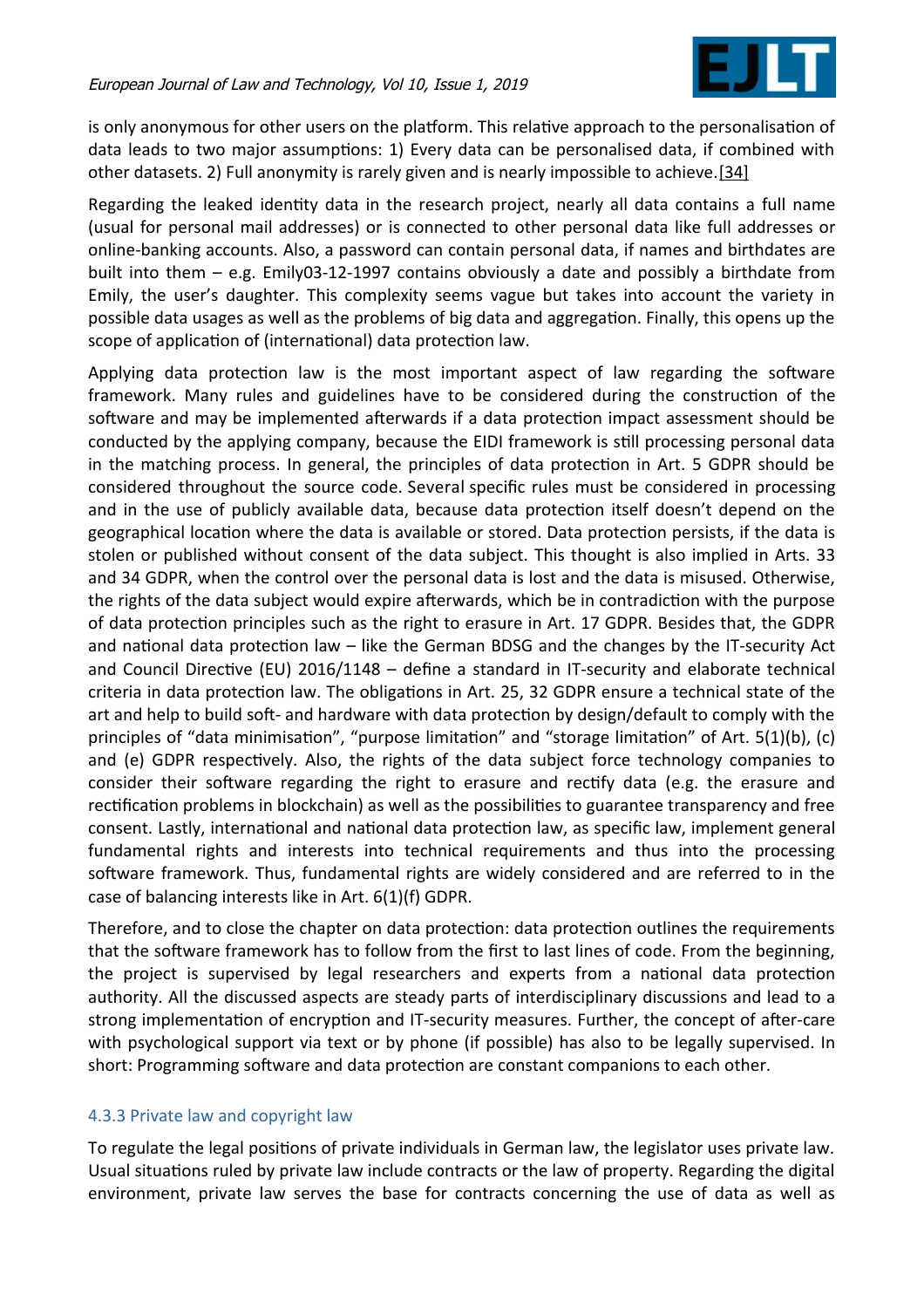is only anonymous for other users on the platform. This relative approach to the personalisation of data leads to two major assumptions: 1) Every data can be personalised data, if combined with other datasets. 2) Full anonymity is rarely given and is nearly impossible to achieve.[34]

Regarding the leaked identity data in the research project, nearly all data contains a full name (usual for personal mail addresses) or is connected to other personal data like full addresses or online-banking accounts. Also, a password can contain personal data, if names and birthdates are built into them – e.g. Emily03-12-1997 contains obviously a date and possibly a birthdate from Emily, the user's daughter. This complexity seems vague but takes into account the variety in possible data usages as well as the problems of big data and aggregation. Finally, this opens up the scope of application of (international) data protection law.

Applying data protection law is the most important aspect of law regarding the software framework. Many rules and guidelines have to be considered during the construction of the software and may be implemented afterwards if a data protection impact assessment should be conducted by the applying company, because the EIDI framework is still processing personal data in the matching process. In general, the principles of data protection in Art. 5 GDPR should be considered throughout the source code. Several specific rules must be considered in processing and in the use of publicly available data, because data protection itself doesn't depend on the geographical location where the data is available or stored. Data protection persists, if the data is stolen or published without consent of the data subject. This thought is also implied in Arts. 33 and 34 GDPR, when the control over the personal data is lost and the data is misused. Otherwise, the rights of the data subject would expire afterwards, which be in contradiction with the purpose of data protection principles such as the right to erasure in Art. 17 GDPR. Besides that, the GDPR and national data protection law – like the German BDSG and the changes by the IT-security Act and Council Directive (EU) 2016/1148 – define a standard in IT-security and elaborate technical criteria in data protection law. The obligations in Art. 25, 32 GDPR ensure a technical state of the art and help to build soft- and hardware with data protection by design/default to comply with the principles of "data minimisation", "purpose limitation" and "storage limitation" of Art. 5(1)(b), (c) and (e) GDPR respectively. Also, the rights of the data subject force technology companies to consider their software regarding the right to erasure and rectify data (e.g. the erasure and rectification problems in blockchain) as well as the possibilities to guarantee transparency and free consent. Lastly, international and national data protection law, as specific law, implement general fundamental rights and interests into technical requirements and thus into the processing software framework. Thus, fundamental rights are widely considered and are referred to in the case of balancing interests like in Art. 6(1)(f) GDPR.

Therefore, and to close the chapter on data protection: data protection outlines the requirements that the software framework has to follow from the first to last lines of code. From the beginning, the project is supervised by legal researchers and experts from a national data protection authority. All the discussed aspects are steady parts of interdisciplinary discussions and lead to a strong implementation of encryption and IT-security measures. Further, the concept of after-care with psychological support via text or by phone (if possible) has also to be legally supervised. In short: Programming software and data protection are constant companions to each other.

### 4.3.3 Private law and copyright law

To regulate the legal positions of private individuals in German law, the legislator uses private law. Usual situations ruled by private law include contracts or the law of property. Regarding the digital environment, private law serves the base for contracts concerning the use of data as well as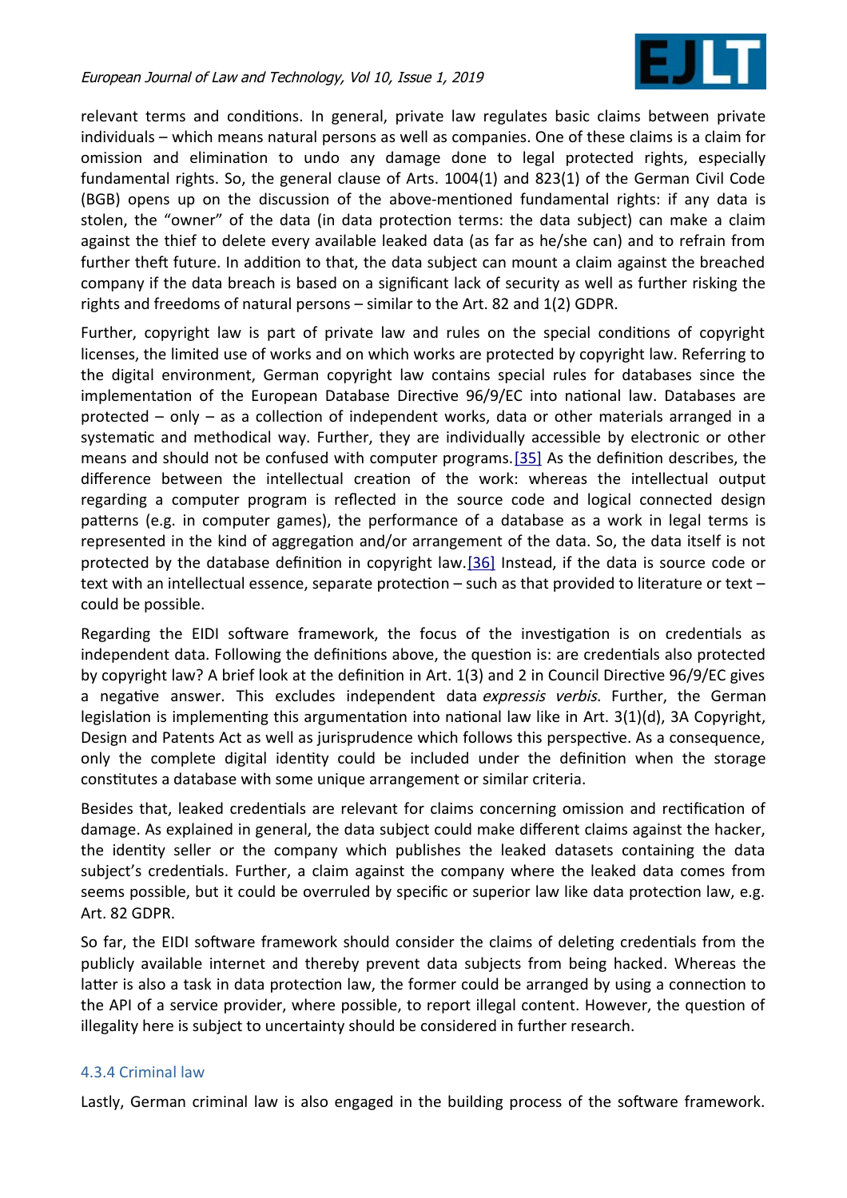relevant terms and conditions. In general, private law regulates basic claims between private individuals – which means natural persons as well as companies. One of these claims is a claim for omission and elimination to undo any damage done to legal protected rights, especially fundamental rights. So, the general clause of Arts. 1004(1) and 823(1) of the German Civil Code (BGB) opens up on the discussion of the above-mentioned fundamental rights: if any data is stolen, the "owner" of the data (in data protection terms: the data subject) can make a claim against the thief to delete every available leaked data (as far as he/she can) and to refrain from further theft future. In addition to that, the data subject can mount a claim against the breached company if the data breach is based on a significant lack of security as well as further risking the rights and freedoms of natural persons – similar to the Art. 82 and 1(2) GDPR.

Further, copyright law is part of private law and rules on the special conditions of copyright licenses, the limited use of works and on which works are protected by copyright law. Referring to the digital environment, German copyright law contains special rules for databases since the implementation of the European Database Directive 96/9/EC into national law. Databases are protected – only – as a collection of independent works, data or other materials arranged in a systematic and methodical way. Further, they are individually accessible by electronic or other means and should not be confused with computer programs.[35] As the definition describes, the difference between the intellectual creation of the work: whereas the intellectual output regarding a computer program is reflected in the source code and logical connected design patterns (e.g. in computer games), the performance of a database as a work in legal terms is represented in the kind of aggregation and/or arrangement of the data. So, the data itself is not protected by the database definition in copyright law.[36] Instead, if the data is source code or text with an intellectual essence, separate protection – such as that provided to literature or text – could be possible.

Regarding the EIDI software framework, the focus of the investigation is on credentials as independent data. Following the definitions above, the question is: are credentials also protected by copyright law? A brief look at the definition in Art. 1(3) and 2 in Council Directive 96/9/EC gives a negative answer. This excludes independent data *expressis verbis*. Further, the German legislation is implementing this argumentation into national law like in Art. 3(1)(d), 3A Copyright, Design and Patents Act as well as jurisprudence which follows this perspective. As a consequence, only the complete digital identity could be included under the definition when the storage constitutes a database with some unique arrangement or similar criteria.

Besides that, leaked credentials are relevant for claims concerning omission and rectification of damage. As explained in general, the data subject could make different claims against the hacker, the identity seller or the company which publishes the leaked datasets containing the data subject's credentials. Further, a claim against the company where the leaked data comes from seems possible, but it could be overruled by specific or superior law like data protection law, e.g. Art. 82 GDPR.

So far, the EIDI software framework should consider the claims of deleting credentials from the publicly available internet and thereby prevent data subjects from being hacked. Whereas the latter is also a task in data protection law, the former could be arranged by using a connection to the API of a service provider, where possible, to report illegal content. However, the question of illegality here is subject to uncertainty should be considered in further research.

#### 4.3.4 Criminal law

Lastly, German criminal law is also engaged in the building process of the software framework.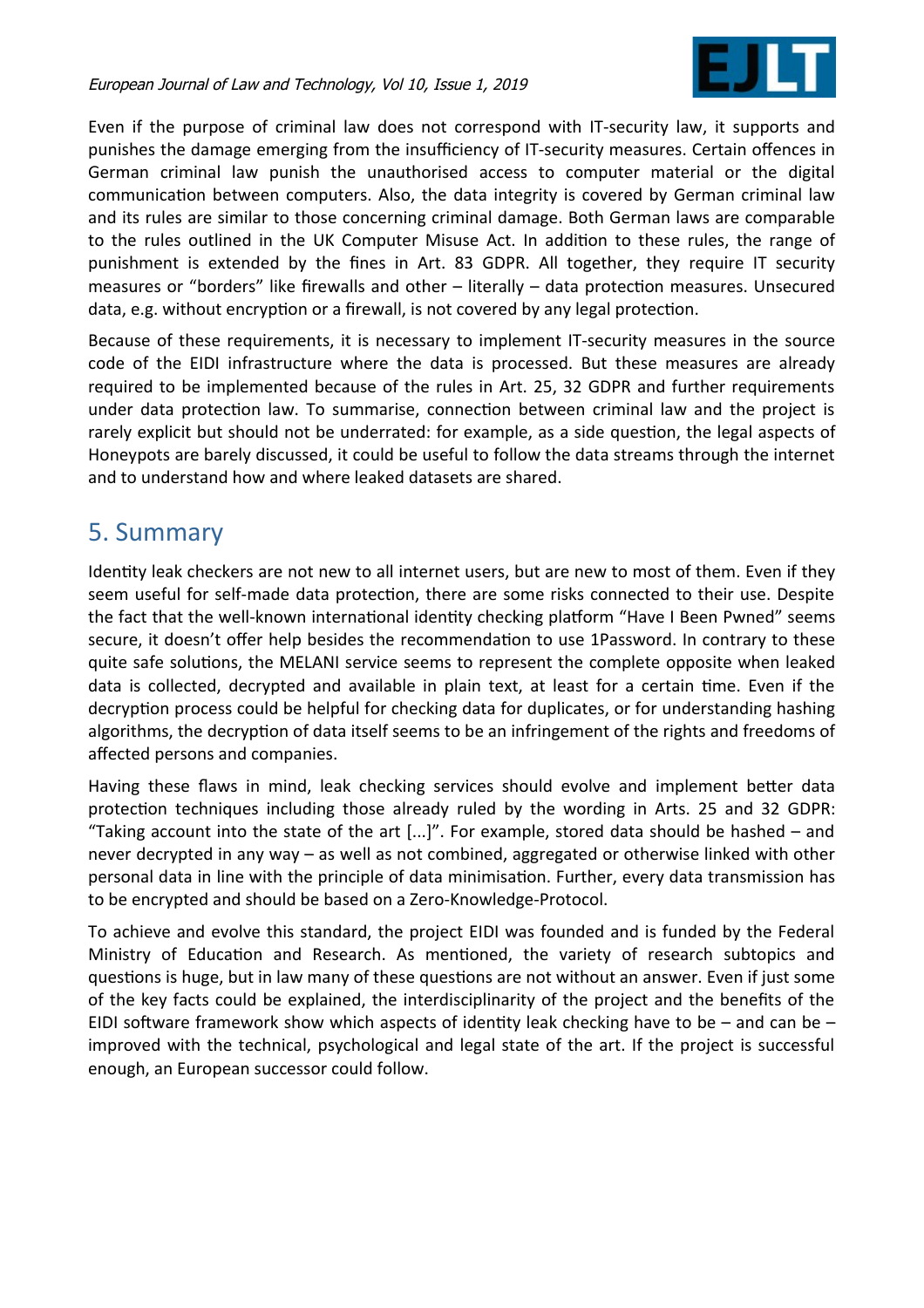Even if the purpose of criminal law does not correspond with IT-security law, it supports and punishes the damage emerging from the insufficiency of IT-security measures. Certain offences in German criminal law punish the unauthorised access to computer material or the digital communication between computers. Also, the data integrity is covered by German criminal law and its rules are similar to those concerning criminal damage. Both German laws are comparable to the rules outlined in the UK Computer Misuse Act. In addition to these rules, the range of punishment is extended by the fines in Art. 83 GDPR. All together, they require IT security measures or "borders" like firewalls and other – literally – data protection measures. Unsecured data, e.g. without encryption or a firewall, is not covered by any legal protection.

Because of these requirements, it is necessary to implement IT-security measures in the source code of the EIDI infrastructure where the data is processed. But these measures are already required to be implemented because of the rules in Art. 25, 32 GDPR and further requirements under data protection law. To summarise, connection between criminal law and the project is rarely explicit but should not be underrated: for example, as a side question, the legal aspects of Honeypots are barely discussed, it could be useful to follow the data streams through the internet and to understand how and where leaked datasets are shared.

## 5. Summary

Identity leak checkers are not new to all internet users, but are new to most of them. Even if they seem useful for self-made data protection, there are some risks connected to their use. Despite the fact that the well-known international identity checking platform "Have I Been Pwned" seems secure, it doesn't offer help besides the recommendation to use 1Password. In contrary to these quite safe solutions, the MELANI service seems to represent the complete opposite when leaked data is collected, decrypted and available in plain text, at least for a certain time. Even if the decryption process could be helpful for checking data for duplicates, or for understanding hashing algorithms, the decryption of data itself seems to be an infringement of the rights and freedoms of affected persons and companies.

Having these flaws in mind, leak checking services should evolve and implement better data protection techniques including those already ruled by the wording in Arts. 25 and 32 GDPR: "Taking account into the state of the art [...]". For example, stored data should be hashed – and never decrypted in any way – as well as not combined, aggregated or otherwise linked with other personal data in line with the principle of data minimisation. Further, every data transmission has to be encrypted and should be based on a Zero-Knowledge-Protocol.

To achieve and evolve this standard, the project EIDI was founded and is funded by the Federal Ministry of Education and Research. As mentioned, the variety of research subtopics and questions is huge, but in law many of these questions are not without an answer. Even if just some of the key facts could be explained, the interdisciplinarity of the project and the benefits of the EIDI software framework show which aspects of identity leak checking have to be – and can be – improved with the technical, psychological and legal state of the art. If the project is successful enough, an European successor could follow.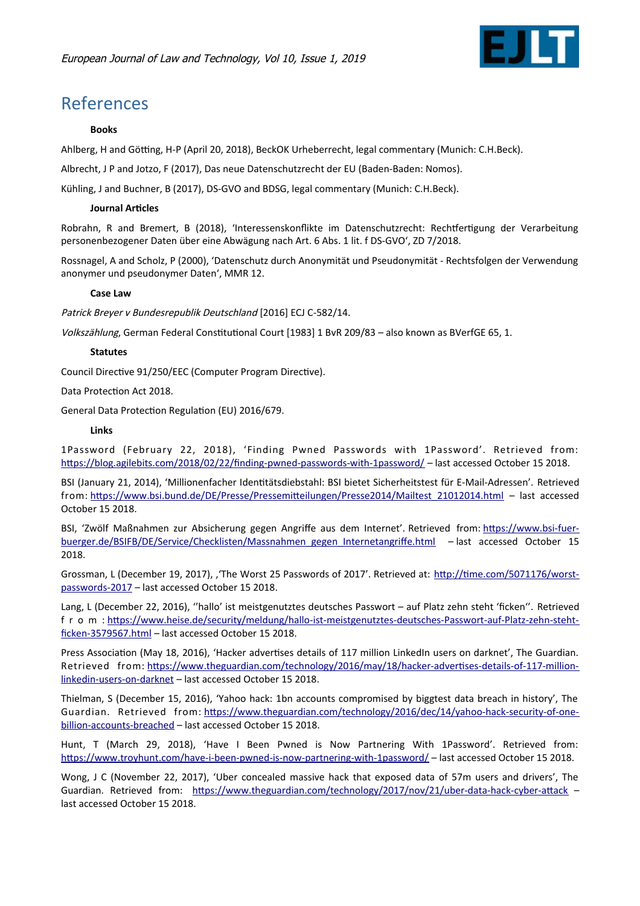# References

### Books

Ahlberg, H and Götting, H-P (April 20, 2018), BeckOK Urheberrecht, legal commentary (Munich: C.H.Beck).

Albrecht, J P and Jotzo, F (2017), Das neue Datenschutzrecht der EU (Baden-Baden: Nomos).

Kühling, J and Buchner, B (2017), DS-GVO and BDSG, legal commentary (Munich: C.H.Beck).

### Journal Articles

Robrahn, R and Bremert, B (2018), 'Interessenskonflikte im Datenschutzrecht: Rechtfertigung der Verarbeitung personenbezogener Daten über eine Abwägung nach Art. 6 Abs. 1 lit. f DS-GVO', ZD 7/2018.

Rossnagel, A and Scholz, P (2000), 'Datenschutz durch Anonymität und Pseudonymität - Rechtsfolgen der Verwendung anonymer und pseudonymer Daten', MMR 12.

### Case Law

*Patrick Breyer v Bundesrepublik Deutschland* [2016] ECJ C-582/14.

*Volkszählung*, German Federal Constitutional Court [1983] 1 BvR 209/83 – also known as BVerfGE 65, 1.

### Statutes

Council Directive 91/250/EEC (Computer Program Directive).

Data Protection Act 2018.

General Data Protection Regulation (EU) 2016/679.

### Links

1Password (February 22, 2018), 'Finding Pwned Passwords with 1Password'. Retrieved from: https://blog.agilebits.com/2018/02/22/finding-pwned-passwords-with-1password/ – last accessed October 15 2018.

BSI (January 21, 2014), 'Millionenfacher Identitätsdiebstahl: BSI bietet Sicherheitstest für E-Mail-Adressen'. Retrieved from: https://www.bsi.bund.de/DE/Presse/Pressemitteilungen/Presse2014/Mailtest_21012014.html – last accessed October 15 2018.

BSI, 'Zwölf Maßnahmen zur Absicherung gegen Angriffe aus dem Internet'. Retrieved from: https://www.bsi-fuer-buerger.de/BSIFB/DE/Service/Checklisten/Massnahmen_gegen_Internetangriffe.html – last accessed October 15 2018.

Grossman, L (December 19, 2017), ,'The Worst 25 Passwords of 2017'. Retrieved at: http://time.com/5071176/worst-passwords-2017 – last accessed October 15 2018.

Lang, L (December 22, 2016), ''hallo' ist meistgenutztes deutsches Passwort – auf Platz zehn steht 'ficken''. Retrieved from: https://www.heise.de/security/meldung/hallo-ist-meistgenutztes-deutsches-Passwort-auf-Platz-zehn-steht-ficken-3579567.html – last accessed October 15 2018.

Press Association (May 18, 2016), 'Hacker advertises details of 117 million LinkedIn users on darknet', The Guardian. Retrieved from: https://www.theguardian.com/technology/2016/may/18/hacker-advertises-details-of-117-million-linkedin-users-on-darknet – last accessed October 15 2018.

Thielman, S (December 15, 2016), 'Yahoo hack: 1bn accounts compromised by biggtest data breach in history', The Guardian. Retrieved from: https://www.theguardian.com/technology/2016/dec/14/yahoo-hack-security-of-one-billion-accounts-breached – last accessed October 15 2018.

Hunt, T (March 29, 2018), 'Have I Been Pwned is Now Partnering With 1Password'. Retrieved from: https://www.troyhunt.com/have-i-been-pwned-is-now-partnering-with-1password/ – last accessed October 15 2018.

Wong, J C (November 22, 2017), 'Uber concealed massive hack that exposed data of 57m users and drivers', The Guardian. Retrieved from: https://www.theguardian.com/technology/2017/nov/21/uber-data-hack-cyber-attack – last accessed October 15 2018.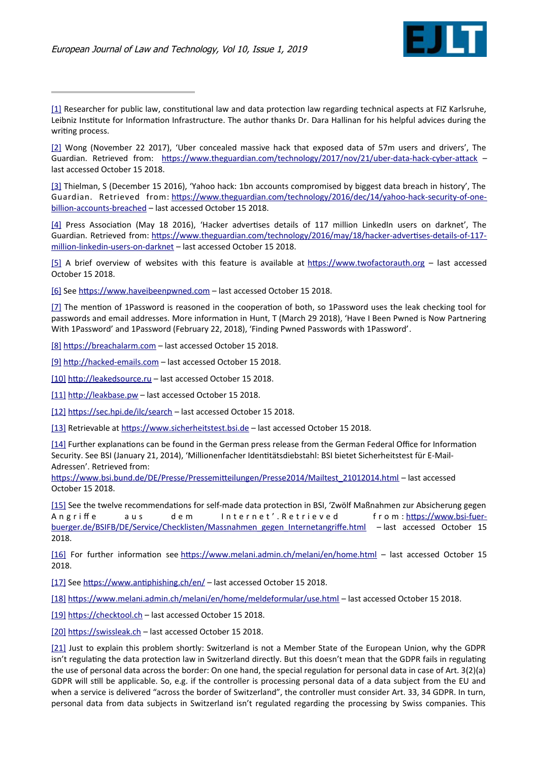---

[1] Researcher for public law, constitutional law and data protection law regarding technical aspects at FIZ Karlsruhe, Leibniz Institute for Information Infrastructure. The author thanks Dr. Dara Hallinan for his helpful advices during the writing process.

[2] Wong (November 22 2017), 'Uber concealed massive hack that exposed data of 57m users and drivers', The Guardian. Retrieved from: https://www.theguardian.com/technology/2017/nov/21/uber-data-hack-cyber-attack – last accessed October 15 2018.

[3] Thielman, S (December 15 2016), 'Yahoo hack: 1bn accounts compromised by biggest data breach in history', The Guardian. Retrieved from: https://www.theguardian.com/technology/2016/dec/14/yahoo-hack-security-of-one-billion-accounts-breached – last accessed October 15 2018.

[4] Press Association (May 18 2016), 'Hacker advertises details of 117 million LinkedIn users on darknet', The Guardian. Retrieved from: https://www.theguardian.com/technology/2016/may/18/hacker-advertises-details-of-117-million-linkedin-users-on-darknet – last accessed October 15 2018.

[5] A brief overview of websites with this feature is available at https://www.twofactorauth.org – last accessed October 15 2018.

[6] See https://www.haveibeenpwned.com – last accessed October 15 2018.

[7] The mention of 1Password is reasoned in the cooperation of both, so 1Password uses the leak checking tool for passwords and email addresses. More information in Hunt, T (March 29 2018), 'Have I Been Pwned is Now Partnering With 1Password' and 1Password (February 22, 2018), 'Finding Pwned Passwords with 1Password'.

[8] https://breachalarm.com – last accessed October 15 2018.

[9] http://hacked-emails.com – last accessed October 15 2018.

[10] http://leakedsource.ru – last accessed October 15 2018.

[11] http://leakbase.pw – last accessed October 15 2018.

[12] https://sec.hpi.de/ilc/search – last accessed October 15 2018.

[13] Retrievable at https://www.sicherheitstest.bsi.de – last accessed October 15 2018.

[14] Further explanations can be found in the German press release from the German Federal Office for Information Security. See BSI (January 21, 2014), 'Millionenfacher Identitätsdiebstahl: BSI bietet Sicherheitstest für E-Mail-Adressen'. Retrieved from: https://www.bsi.bund.de/DE/Presse/Pressemitteilungen/Presse2014/Mailtest_21012014.html – last accessed October 15 2018.

[15] See the twelve recommendations for self-made data protection in BSI, 'Zwölf Maßnahmen zur Absicherung gegen Angriffe aus dem Internet'. Retrieved from: https://www.bsi-fuer-buerger.de/BSIFB/DE/Service/Checklisten/Massnahmen_gegen_Internetangriffe.html – last accessed October 15 2018.

[16] For further information see https://www.melani.admin.ch/melani/en/home.html – last accessed October 15 2018.

[17] See https://www.antiphishing.ch/en/ – last accessed October 15 2018.

[18] https://www.melani.admin.ch/melani/en/home/meldeformular/use.html – last accessed October 15 2018.

[19] https://checktool.ch – last accessed October 15 2018.

[20] https://swissleak.ch – last accessed October 15 2018.

[21] Just to explain this problem shortly: Switzerland is not a Member State of the European Union, why the GDPR isn't regulating the data protection law in Switzerland directly. But this doesn't mean that the GDPR fails in regulating the use of personal data across the border: On one hand, the special regulation for personal data in case of Art. 3(2)(a) GDPR will still be applicable. So, e.g. if the controller is processing personal data of a data subject from the EU and when a service is delivered "across the border of Switzerland", the controller must consider Art. 33, 34 GDPR. In turn, personal data from data subjects in Switzerland isn't regulated regarding the processing by Swiss companies. This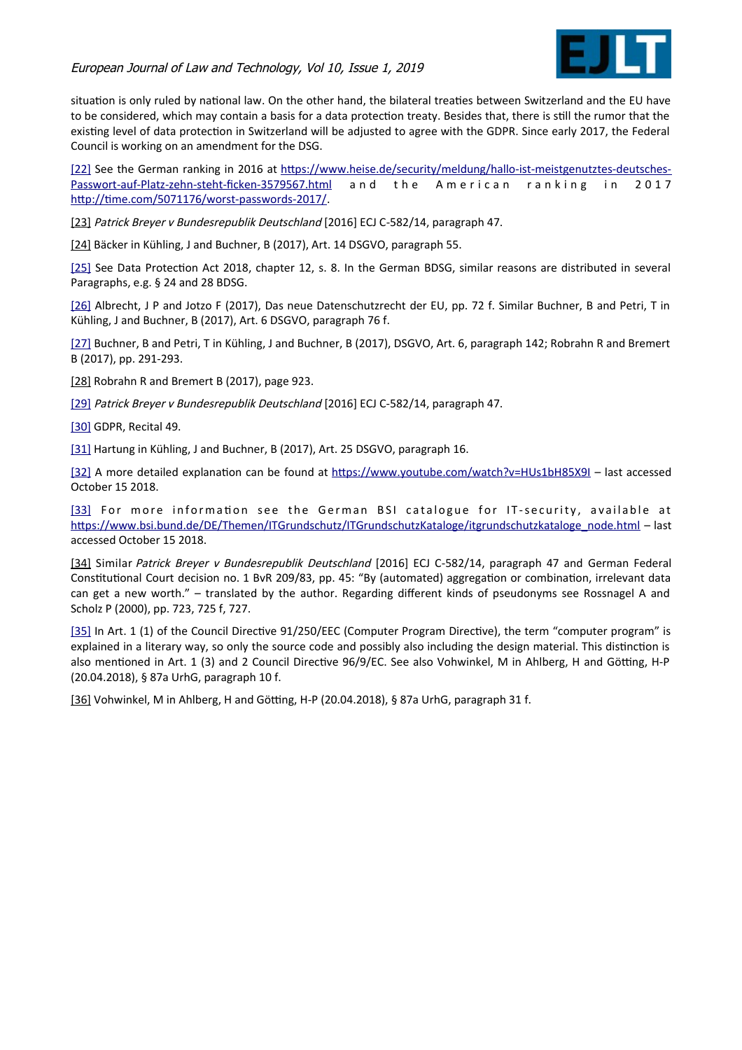situation is only ruled by national law. On the other hand, the bilateral treaties between Switzerland and the EU have to be considered, which may contain a basis for a data protection treaty. Besides that, there is still the rumor that the existing level of data protection in Switzerland will be adjusted to agree with the GDPR. Since early 2017, the Federal Council is working on an amendment for the DSG.

[22] See the German ranking in 2016 at https://www.heise.de/security/meldung/hallo-ist-meistgenutztes-deutsches-Passwort-auf-Platz-zehn-steht-ficken-3579567.html and the American ranking in 2017 http://time.com/5071176/worst-passwords-2017/.

[23] *Patrick Breyer v Bundesrepublik Deutschland* [2016] ECJ C-582/14, paragraph 47.

[24] Bäcker in Kühling, J and Buchner, B (2017), Art. 14 DSGVO, paragraph 55.

[25] See Data Protection Act 2018, chapter 12, s. 8. In the German BDSG, similar reasons are distributed in several Paragraphs, e.g. § 24 and 28 BDSG.

[26] Albrecht, J P and Jotzo F (2017), Das neue Datenschutzrecht der EU, pp. 72 f. Similar Buchner, B and Petri, T in Kühling, J and Buchner, B (2017), Art. 6 DSGVO, paragraph 76 f.

[27] Buchner, B and Petri, T in Kühling, J and Buchner, B (2017), DSGVO, Art. 6, paragraph 142; Robrahn R and Bremert B (2017), pp. 291-293.

[28] Robrahn R and Bremert B (2017), page 923.

[29] *Patrick Breyer v Bundesrepublik Deutschland* [2016] ECJ C-582/14, paragraph 47.

[30] GDPR, Recital 49.

[31] Hartung in Kühling, J and Buchner, B (2017), Art. 25 DSGVO, paragraph 16.

[32] A more detailed explanation can be found at https://www.youtube.com/watch?v=HUs1bH85X9I – last accessed October 15 2018.

[33] For more information see the German BSI catalogue for IT-security, available at https://www.bsi.bund.de/DE/Themen/ITGrundschutz/ITGrundschutzKataloge/itgrundschutzkataloge_node.html – last accessed October 15 2018.

[34] Similar *Patrick Breyer v Bundesrepublik Deutschland* [2016] ECJ C-582/14, paragraph 47 and German Federal Constitutional Court decision no. 1 BvR 209/83, pp. 45: "By (automated) aggregation or combination, irrelevant data can get a new worth." – translated by the author. Regarding different kinds of pseudonyms see Rossnagel A and Scholz P (2000), pp. 723, 725 f, 727.

[35] In Art. 1 (1) of the Council Directive 91/250/EEC (Computer Program Directive), the term "computer program" is explained in a literary way, so only the source code and possibly also including the design material. This distinction is also mentioned in Art. 1 (3) and 2 Council Directive 96/9/EC. See also Vohwinkel, M in Ahlberg, H and Götting, H-P (20.04.2018), § 87a UrhG, paragraph 10 f.

[36] Vohwinkel, M in Ahlberg, H and Götting, H-P (20.04.2018), § 87a UrhG, paragraph 31 f.